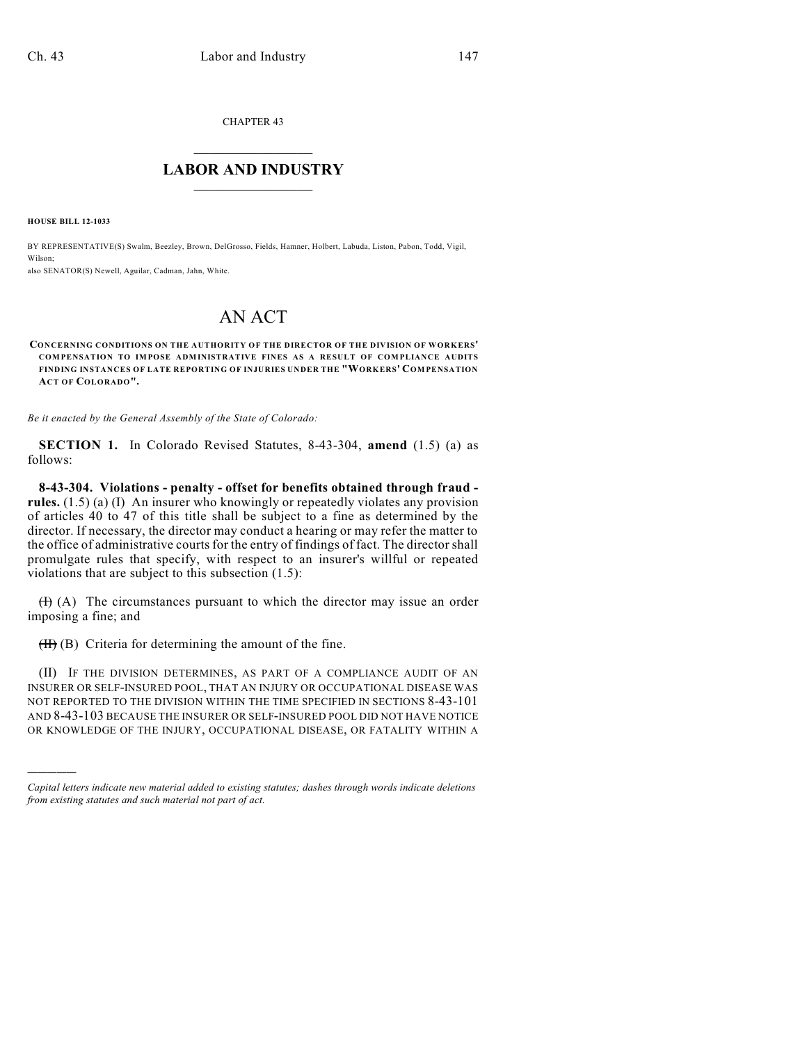CHAPTER 43

# LABOR AND INDUSTRY

**HOUSE BILL 12-1033**

BY REPRESENTATIVE(S) Swalm, Beezley, Brown, DelGrosso, Fields, Hamner, Holbert, Labuda, Liston, Pabon, Todd, Vigil, Wilson;
also SENATOR(S) Newell, Aguilar, Cadman, Jahn, White.

# AN ACT

**CONCERNING CONDITIONS ON THE AUTHORITY OF THE DIRECTOR OF THE DIVISION OF WORKERS' COMPENSATION TO IMPOSE ADMINISTRATIVE FINES AS A RESULT OF COMPLIANCE AUDITS FINDING INSTANCES OF LATE REPORTING OF INJURIES UNDER THE "WORKERS' COMPENSATION ACT OF COLORADO".**

*Be it enacted by the General Assembly of the State of Colorado:*

**SECTION 1.** In Colorado Revised Statutes, 8-43-304, **amend** (1.5) (a) as follows:

**8-43-304. Violations - penalty - offset for benefits obtained through fraud - rules.** (1.5) (a) (I) An insurer who knowingly or repeatedly violates any provision of articles 40 to 47 of this title shall be subject to a fine as determined by the director. If necessary, the director may conduct a hearing or may refer the matter to the office of administrative courts for the entry of findings of fact. The director shall promulgate rules that specify, with respect to an insurer's willful or repeated violations that are subject to this subsection (1.5):

~~(I)~~ (A) The circumstances pursuant to which the director may issue an order imposing a fine; and

~~(II)~~ (B) Criteria for determining the amount of the fine.

(II) IF THE DIVISION DETERMINES, AS PART OF A COMPLIANCE AUDIT OF AN INSURER OR SELF-INSURED POOL, THAT AN INJURY OR OCCUPATIONAL DISEASE WAS NOT REPORTED TO THE DIVISION WITHIN THE TIME SPECIFIED IN SECTIONS 8-43-101 AND 8-43-103 BECAUSE THE INSURER OR SELF-INSURED POOL DID NOT HAVE NOTICE OR KNOWLEDGE OF THE INJURY, OCCUPATIONAL DISEASE, OR FATALITY WITHIN A

---

*Capital letters indicate new material added to existing statutes; dashes through words indicate deletions from existing statutes and such material not part of act.*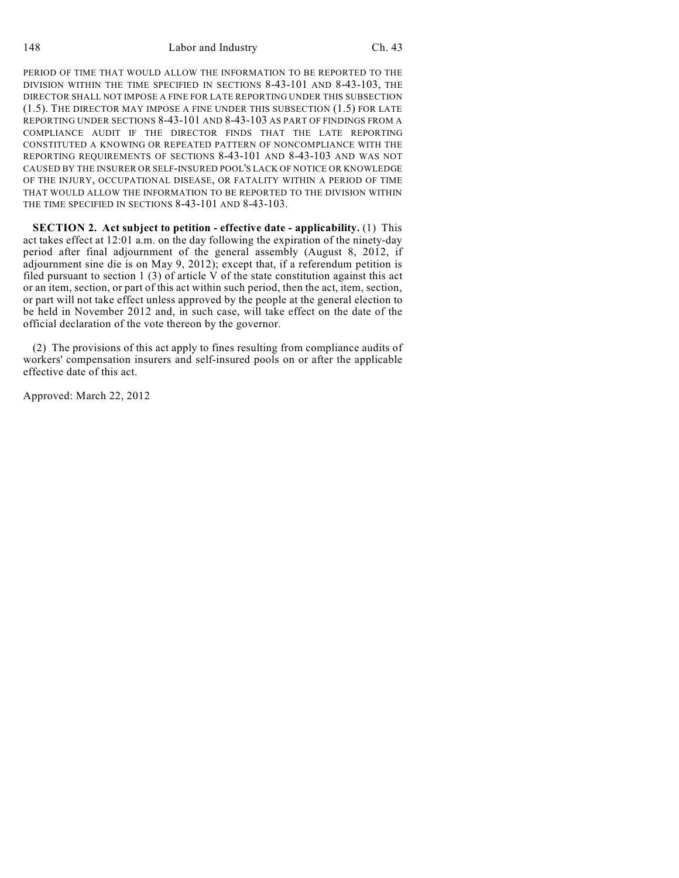PERIOD OF TIME THAT WOULD ALLOW THE INFORMATION TO BE REPORTED TO THE DIVISION WITHIN THE TIME SPECIFIED IN SECTIONS 8-43-101 AND 8-43-103, THE DIRECTOR SHALL NOT IMPOSE A FINE FOR LATE REPORTING UNDER THIS SUBSECTION (1.5). THE DIRECTOR MAY IMPOSE A FINE UNDER THIS SUBSECTION (1.5) FOR LATE REPORTING UNDER SECTIONS 8-43-101 AND 8-43-103 AS PART OF FINDINGS FROM A COMPLIANCE AUDIT IF THE DIRECTOR FINDS THAT THE LATE REPORTING CONSTITUTED A KNOWING OR REPEATED PATTERN OF NONCOMPLIANCE WITH THE REPORTING REQUIREMENTS OF SECTIONS 8-43-101 AND 8-43-103 AND WAS NOT CAUSED BY THE INSURER OR SELF-INSURED POOL'S LACK OF NOTICE OR KNOWLEDGE OF THE INJURY, OCCUPATIONAL DISEASE, OR FATALITY WITHIN A PERIOD OF TIME THAT WOULD ALLOW THE INFORMATION TO BE REPORTED TO THE DIVISION WITHIN THE TIME SPECIFIED IN SECTIONS 8-43-101 AND 8-43-103.

**SECTION 2. Act subject to petition - effective date - applicability.** (1) This act takes effect at 12:01 a.m. on the day following the expiration of the ninety-day period after final adjournment of the general assembly (August 8, 2012, if adjournment sine die is on May 9, 2012); except that, if a referendum petition is filed pursuant to section 1 (3) of article V of the state constitution against this act or an item, section, or part of this act within such period, then the act, item, section, or part will not take effect unless approved by the people at the general election to be held in November 2012 and, in such case, will take effect on the date of the official declaration of the vote thereon by the governor.

(2) The provisions of this act apply to fines resulting from compliance audits of workers' compensation insurers and self-insured pools on or after the applicable effective date of this act.

Approved: March 22, 2012